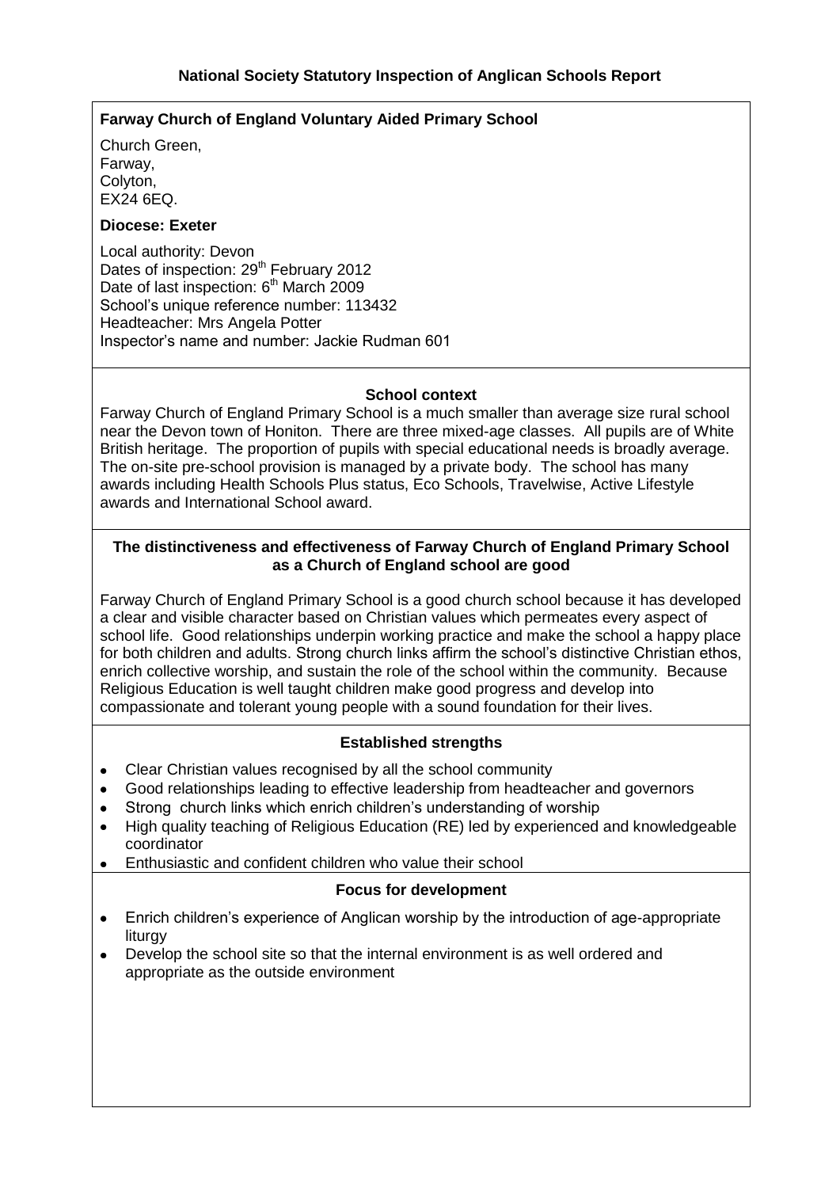# National Society Statutory Inspection of Anglican Schools Report

**Farway Church of England Voluntary Aided Primary School**

Church Green,
Farway,
Colyton,
EX24 6EQ.

**Diocese: Exeter**

Local authority: Devon
Dates of inspection: 29th February 2012
Date of last inspection: 6th March 2009
School's unique reference number: 113432
Headteacher: Mrs Angela Potter
Inspector's name and number: Jackie Rudman 601

### School context

Farway Church of England Primary School is a much smaller than average size rural school near the Devon town of Honiton. There are three mixed-age classes. All pupils are of White British heritage. The proportion of pupils with special educational needs is broadly average. The on-site pre-school provision is managed by a private body. The school has many awards including Health Schools Plus status, Eco Schools, Travelwise, Active Lifestyle awards and International School award.

### The distinctiveness and effectiveness of Farway Church of England Primary School as a Church of England school are good

Farway Church of England Primary School is a good church school because it has developed a clear and visible character based on Christian values which permeates every aspect of school life. Good relationships underpin working practice and make the school a happy place for both children and adults. Strong church links affirm the school's distinctive Christian ethos, enrich collective worship, and sustain the role of the school within the community. Because Religious Education is well taught children make good progress and develop into compassionate and tolerant young people with a sound foundation for their lives.

### Established strengths

- Clear Christian values recognised by all the school community
- Good relationships leading to effective leadership from headteacher and governors
- Strong church links which enrich children's understanding of worship
- High quality teaching of Religious Education (RE) led by experienced and knowledgeable coordinator
- Enthusiastic and confident children who value their school

### Focus for development

- Enrich children's experience of Anglican worship by the introduction of age-appropriate liturgy
- Develop the school site so that the internal environment is as well ordered and appropriate as the outside environment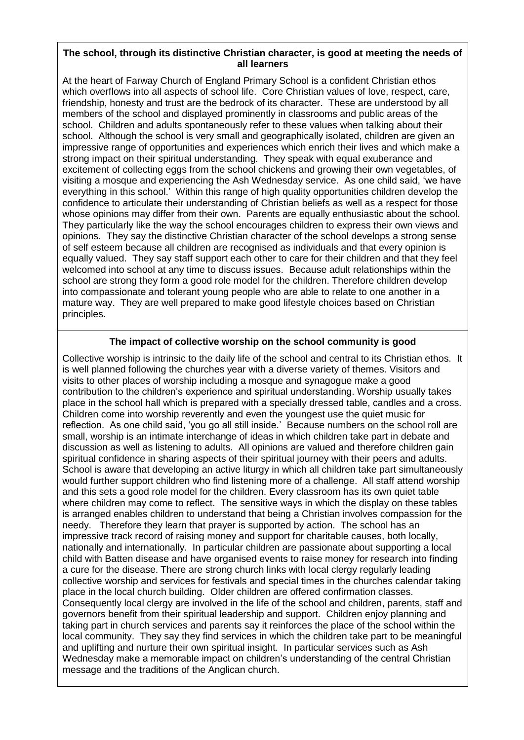### The school, through its distinctive Christian character, is good at meeting the needs of all learners

At the heart of Farway Church of England Primary School is a confident Christian ethos which overflows into all aspects of school life. Core Christian values of love, respect, care, friendship, honesty and trust are the bedrock of its character. These are understood by all members of the school and displayed prominently in classrooms and public areas of the school. Children and adults spontaneously refer to these values when talking about their school. Although the school is very small and geographically isolated, children are given an impressive range of opportunities and experiences which enrich their lives and which make a strong impact on their spiritual understanding. They speak with equal exuberance and excitement of collecting eggs from the school chickens and growing their own vegetables, of visiting a mosque and experiencing the Ash Wednesday service. As one child said, 'we have everything in this school.' Within this range of high quality opportunities children develop the confidence to articulate their understanding of Christian beliefs as well as a respect for those whose opinions may differ from their own. Parents are equally enthusiastic about the school. They particularly like the way the school encourages children to express their own views and opinions. They say the distinctive Christian character of the school develops a strong sense of self esteem because all children are recognised as individuals and that every opinion is equally valued. They say staff support each other to care for their children and that they feel welcomed into school at any time to discuss issues. Because adult relationships within the school are strong they form a good role model for the children. Therefore children develop into compassionate and tolerant young people who are able to relate to one another in a mature way. They are well prepared to make good lifestyle choices based on Christian principles.

### The impact of collective worship on the school community is good

Collective worship is intrinsic to the daily life of the school and central to its Christian ethos. It is well planned following the churches year with a diverse variety of themes. Visitors and visits to other places of worship including a mosque and synagogue make a good contribution to the children's experience and spiritual understanding. Worship usually takes place in the school hall which is prepared with a specially dressed table, candles and a cross. Children come into worship reverently and even the youngest use the quiet music for reflection. As one child said, 'you go all still inside.' Because numbers on the school roll are small, worship is an intimate interchange of ideas in which children take part in debate and discussion as well as listening to adults. All opinions are valued and therefore children gain spiritual confidence in sharing aspects of their spiritual journey with their peers and adults. School is aware that developing an active liturgy in which all children take part simultaneously would further support children who find listening more of a challenge. All staff attend worship and this sets a good role model for the children. Every classroom has its own quiet table where children may come to reflect. The sensitive ways in which the display on these tables is arranged enables children to understand that being a Christian involves compassion for the needy. Therefore they learn that prayer is supported by action. The school has an impressive track record of raising money and support for charitable causes, both locally, nationally and internationally. In particular children are passionate about supporting a local child with Batten disease and have organised events to raise money for research into finding a cure for the disease. There are strong church links with local clergy regularly leading collective worship and services for festivals and special times in the churches calendar taking place in the local church building. Older children are offered confirmation classes. Consequently local clergy are involved in the life of the school and children, parents, staff and governors benefit from their spiritual leadership and support. Children enjoy planning and taking part in church services and parents say it reinforces the place of the school within the local community. They say they find services in which the children take part to be meaningful and uplifting and nurture their own spiritual insight. In particular services such as Ash Wednesday make a memorable impact on children's understanding of the central Christian message and the traditions of the Anglican church.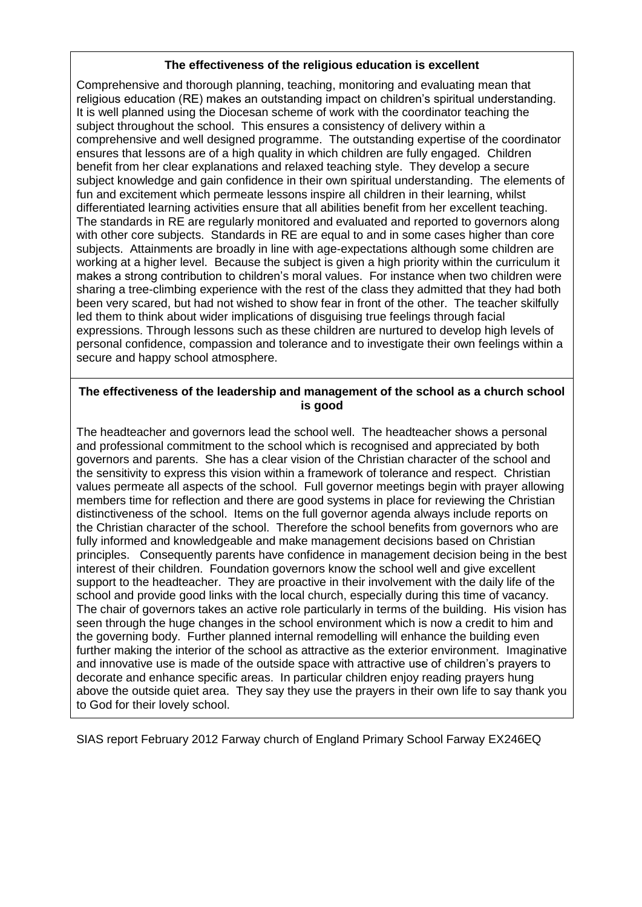### The effectiveness of the religious education is excellent

Comprehensive and thorough planning, teaching, monitoring and evaluating mean that religious education (RE) makes an outstanding impact on children's spiritual understanding. It is well planned using the Diocesan scheme of work with the coordinator teaching the subject throughout the school. This ensures a consistency of delivery within a comprehensive and well designed programme. The outstanding expertise of the coordinator ensures that lessons are of a high quality in which children are fully engaged. Children benefit from her clear explanations and relaxed teaching style. They develop a secure subject knowledge and gain confidence in their own spiritual understanding. The elements of fun and excitement which permeate lessons inspire all children in their learning, whilst differentiated learning activities ensure that all abilities benefit from her excellent teaching. The standards in RE are regularly monitored and evaluated and reported to governors along with other core subjects. Standards in RE are equal to and in some cases higher than core subjects. Attainments are broadly in line with age-expectations although some children are working at a higher level. Because the subject is given a high priority within the curriculum it makes a strong contribution to children's moral values. For instance when two children were sharing a tree-climbing experience with the rest of the class they admitted that they had both been very scared, but had not wished to show fear in front of the other. The teacher skilfully led them to think about wider implications of disguising true feelings through facial expressions. Through lessons such as these children are nurtured to develop high levels of personal confidence, compassion and tolerance and to investigate their own feelings within a secure and happy school atmosphere.

### The effectiveness of the leadership and management of the school as a church school is good

The headteacher and governors lead the school well. The headteacher shows a personal and professional commitment to the school which is recognised and appreciated by both governors and parents. She has a clear vision of the Christian character of the school and the sensitivity to express this vision within a framework of tolerance and respect. Christian values permeate all aspects of the school. Full governor meetings begin with prayer allowing members time for reflection and there are good systems in place for reviewing the Christian distinctiveness of the school. Items on the full governor agenda always include reports on the Christian character of the school. Therefore the school benefits from governors who are fully informed and knowledgeable and make management decisions based on Christian principles. Consequently parents have confidence in management decision being in the best interest of their children. Foundation governors know the school well and give excellent support to the headteacher. They are proactive in their involvement with the daily life of the school and provide good links with the local church, especially during this time of vacancy. The chair of governors takes an active role particularly in terms of the building. His vision has seen through the huge changes in the school environment which is now a credit to him and the governing body. Further planned internal remodelling will enhance the building even further making the interior of the school as attractive as the exterior environment. Imaginative and innovative use is made of the outside space with attractive use of children's prayers to decorate and enhance specific areas. In particular children enjoy reading prayers hung above the outside quiet area. They say they use the prayers in their own life to say thank you to God for their lovely school.

SIAS report February 2012 Farway church of England Primary School Farway EX246EQ